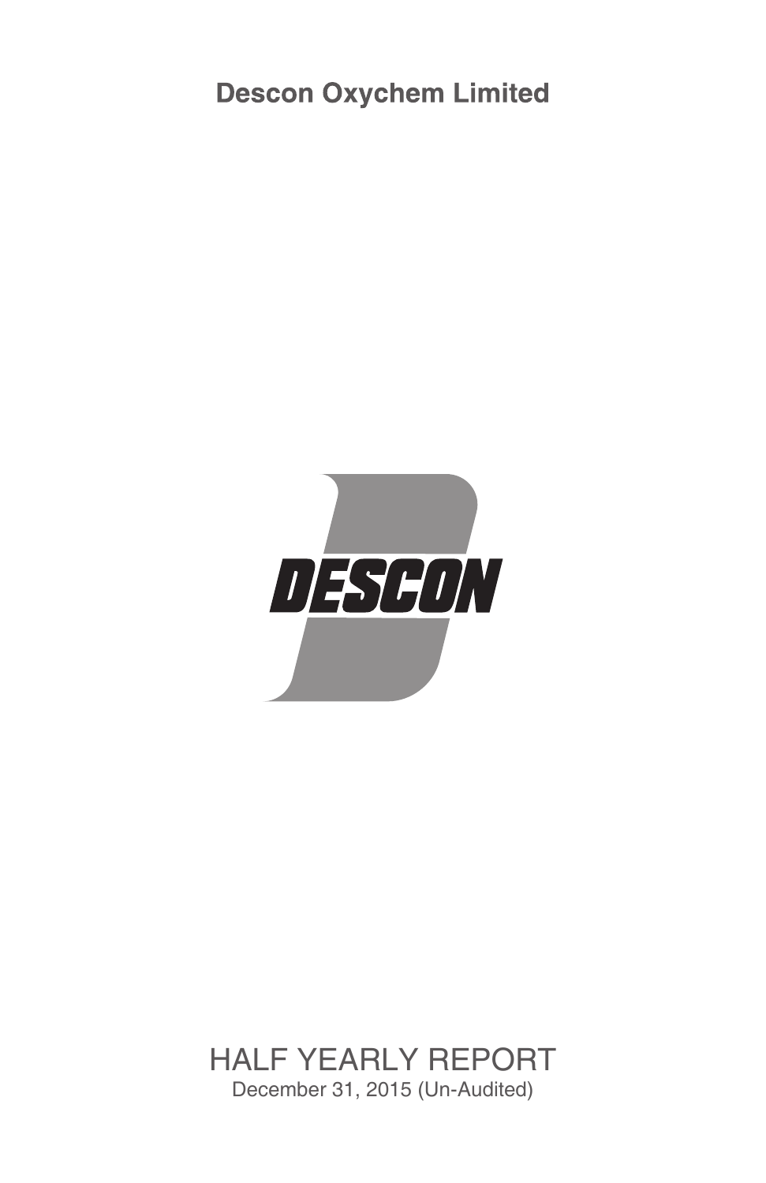# Descon Oxychem Limited

DESCON

## HALF YEARLY REPORT

December 31, 2015 (Un-Audited)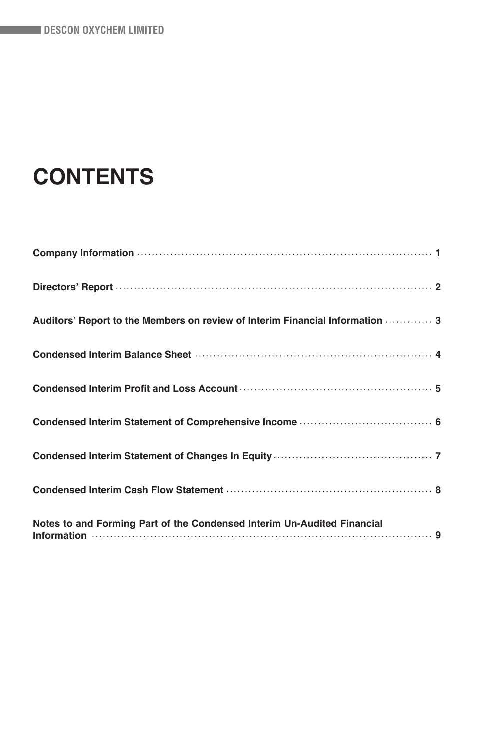# CONTENTS

| | |
|---|---|
| **Company Information** | 1 |
| **Directors' Report** | 2 |
| **Auditors' Report to the Members on review of Interim Financial Information** | 3 |
| **Condensed Interim Balance Sheet** | 4 |
| **Condensed Interim Profit and Loss Account** | 5 |
| **Condensed Interim Statement of Comprehensive Income** | 6 |
| **Condensed Interim Statement of Changes In Equity** | 7 |
| **Condensed Interim Cash Flow Statement** | 8 |
| **Notes to and Forming Part of the Condensed Interim Un-Audited Financial Information** | 9 |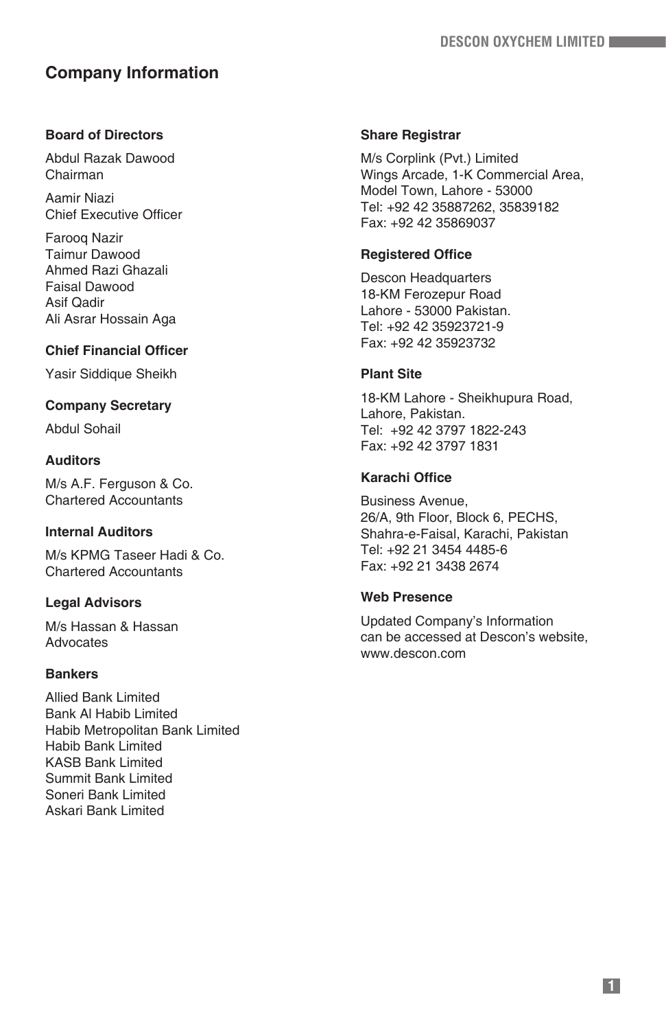# Company Information

### Board of Directors

Abdul Razak Dawood
Chairman

Aamir Niazi
Chief Executive Officer

Farooq Nazir
Taimur Dawood
Ahmed Razi Ghazali
Faisal Dawood
Asif Qadir
Ali Asrar Hossain Aga

### Chief Financial Officer

Yasir Siddique Sheikh

### Company Secretary

Abdul Sohail

### Auditors

M/s A.F. Ferguson & Co.
Chartered Accountants

### Internal Auditors

M/s KPMG Taseer Hadi & Co.
Chartered Accountants

### Legal Advisors

M/s Hassan & Hassan
Advocates

### Bankers

Allied Bank Limited
Bank Al Habib Limited
Habib Metropolitan Bank Limited
Habib Bank Limited
KASB Bank Limited
Summit Bank Limited
Soneri Bank Limited
Askari Bank Limited

### Share Registrar

M/s Corplink (Pvt.) Limited
Wings Arcade, 1-K Commercial Area,
Model Town, Lahore - 53000
Tel: +92 42 35887262, 35839182
Fax: +92 42 35869037

### Registered Office

Descon Headquarters
18-KM Ferozepur Road
Lahore - 53000 Pakistan.
Tel: +92 42 35923721-9
Fax: +92 42 35923732

### Plant Site

18-KM Lahore - Sheikhupura Road,
Lahore, Pakistan.
Tel: +92 42 3797 1822-243
Fax: +92 42 3797 1831

### Karachi Office

Business Avenue,
26/A, 9th Floor, Block 6, PECHS,
Shahra-e-Faisal, Karachi, Pakistan
Tel: +92 21 3454 4485-6
Fax: +92 21 3438 2674

### Web Presence

Updated Company's Information
can be accessed at Descon's website,
www.descon.com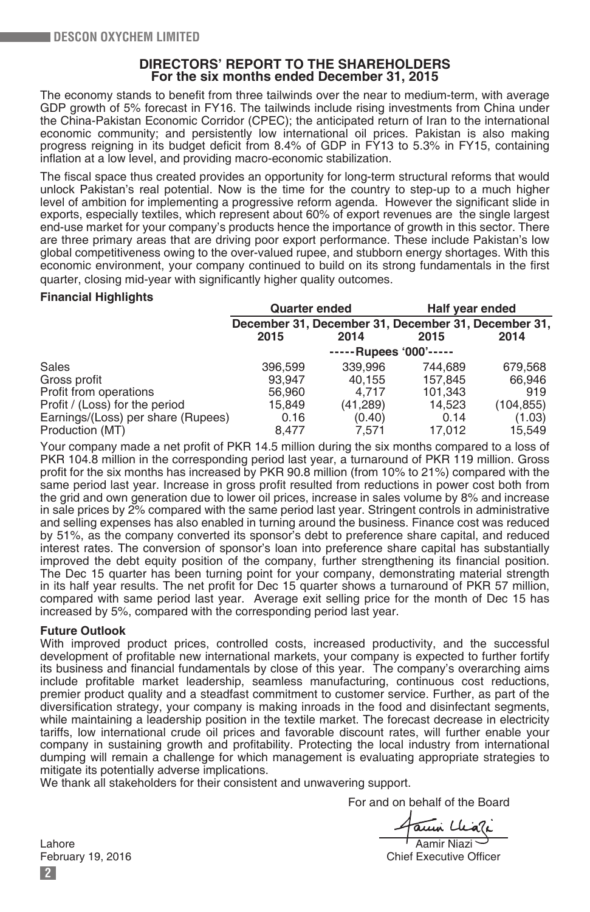## DIRECTORS' REPORT TO THE SHAREHOLDERS
### For the six months ended December 31, 2015

The economy stands to benefit from three tailwinds over the near to medium-term, with average GDP growth of 5% forecast in FY16. The tailwinds include rising investments from China under the China-Pakistan Economic Corridor (CPEC); the anticipated return of Iran to the international economic community; and persistently low international oil prices. Pakistan is also making progress reigning in its budget deficit from 8.4% of GDP in FY13 to 5.3% in FY15, containing inflation at a low level, and providing macro-economic stabilization.

The fiscal space thus created provides an opportunity for long-term structural reforms that would unlock Pakistan's real potential. Now is the time for the country to step-up to a much higher level of ambition for implementing a progressive reform agenda. However the significant slide in exports, especially textiles, which represent about 60% of export revenues are the single largest end-use market for your company's products hence the importance of growth in this sector. There are three primary areas that are driving poor export performance. These include Pakistan's low global competitiveness owing to the over-valued rupee, and stubborn energy shortages. With this economic environment, your company continued to build on its strong fundamentals in the first quarter, closing mid-year with significantly higher quality outcomes.

**Financial Highlights**

| | Quarter ended | | Half year ended | |
|---|---|---|---|---|
| | December 31, 2015 | December 31, 2014 | December 31, 2015 | December 31, 2014 |
| | -----Rupees '000'----- | | | |
| Sales | 396,599 | 339,996 | 744,689 | 679,568 |
| Gross profit | 93,947 | 40,155 | 157,845 | 66,946 |
| Profit from operations | 56,960 | 4,717 | 101,343 | 919 |
| Profit / (Loss) for the period | 15,849 | (41,289) | 14,523 | (104,855) |
| Earnings/(Loss) per share (Rupees) | 0.16 | (0.40) | 0.14 | (1.03) |
| Production (MT) | 8,477 | 7,571 | 17,012 | 15,549 |

Your company made a net profit of PKR 14.5 million during the six months compared to a loss of PKR 104.8 million in the corresponding period last year, a turnaround of PKR 119 million. Gross profit for the six months has increased by PKR 90.8 million (from 10% to 21%) compared with the same period last year. Increase in gross profit resulted from reductions in power cost both from the grid and own generation due to lower oil prices, increase in sales volume by 8% and increase in sale prices by 2% compared with the same period last year. Stringent controls in administrative and selling expenses has also enabled in turning around the business. Finance cost was reduced by 51%, as the company converted its sponsor's debt to preference share capital, and reduced interest rates. The conversion of sponsor's loan into preference share capital has substantially improved the debt equity position of the company, further strengthening its financial position. The Dec 15 quarter has been turning point for your company, demonstrating material strength in its half year results. The net profit for Dec 15 quarter shows a turnaround of PKR 57 million, compared with same period last year. Average exit selling price for the month of Dec 15 has increased by 5%, compared with the corresponding period last year.

**Future Outlook**

With improved product prices, controlled costs, increased productivity, and the successful development of profitable new international markets, your company is expected to further fortify its business and financial fundamentals by close of this year. The company's overarching aims include profitable market leadership, seamless manufacturing, continuous cost reductions, premier product quality and a steadfast commitment to customer service. Further, as part of the diversification strategy, your company is making inroads in the food and disinfectant segments, while maintaining a leadership position in the textile market. The forecast decrease in electricity tariffs, low international crude oil prices and favorable discount rates, will further enable your company in sustaining growth and profitability. Protecting the local industry from international dumping will remain a challenge for which management is evaluating appropriate strategies to mitigate its potentially adverse implications.

We thank all stakeholders for their consistent and unwavering support.

For and on behalf of the Board

Aamir Niazi
Chief Executive Officer

Lahore
February 19, 2016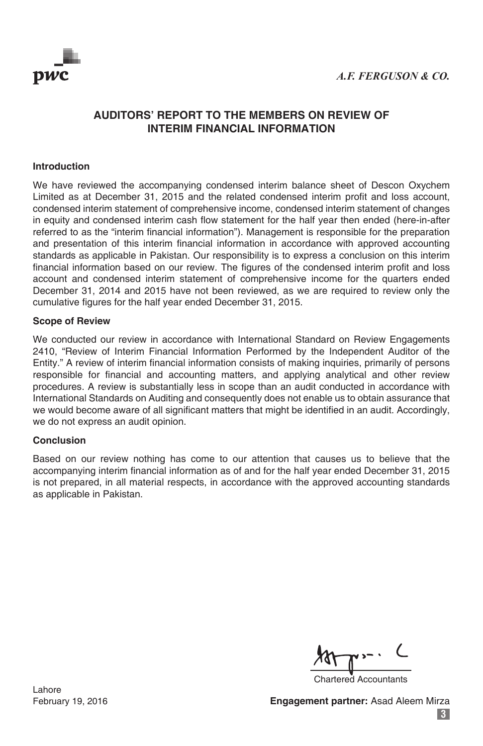pwc

*A.F. FERGUSON & CO.*

## AUDITORS' REPORT TO THE MEMBERS ON REVIEW OF INTERIM FINANCIAL INFORMATION

### Introduction

We have reviewed the accompanying condensed interim balance sheet of Descon Oxychem Limited as at December 31, 2015 and the related condensed interim profit and loss account, condensed interim statement of comprehensive income, condensed interim statement of changes in equity and condensed interim cash flow statement for the half year then ended (here-in-after referred to as the "interim financial information"). Management is responsible for the preparation and presentation of this interim financial information in accordance with approved accounting standards as applicable in Pakistan. Our responsibility is to express a conclusion on this interim financial information based on our review. The figures of the condensed interim profit and loss account and condensed interim statement of comprehensive income for the quarters ended December 31, 2014 and 2015 have not been reviewed, as we are required to review only the cumulative figures for the half year ended December 31, 2015.

### Scope of Review

We conducted our review in accordance with International Standard on Review Engagements 2410, "Review of Interim Financial Information Performed by the Independent Auditor of the Entity." A review of interim financial information consists of making inquiries, primarily of persons responsible for financial and accounting matters, and applying analytical and other review procedures. A review is substantially less in scope than an audit conducted in accordance with International Standards on Auditing and consequently does not enable us to obtain assurance that we would become aware of all significant matters that might be identified in an audit. Accordingly, we do not express an audit opinion.

### Conclusion

Based on our review nothing has come to our attention that causes us to believe that the accompanying interim financial information as of and for the half year ended December 31, 2015 is not prepared, in all material respects, in accordance with the approved accounting standards as applicable in Pakistan.

Chartered Accountants

Lahore
February 19, 2016

**Engagement partner:** Asad Aleem Mirza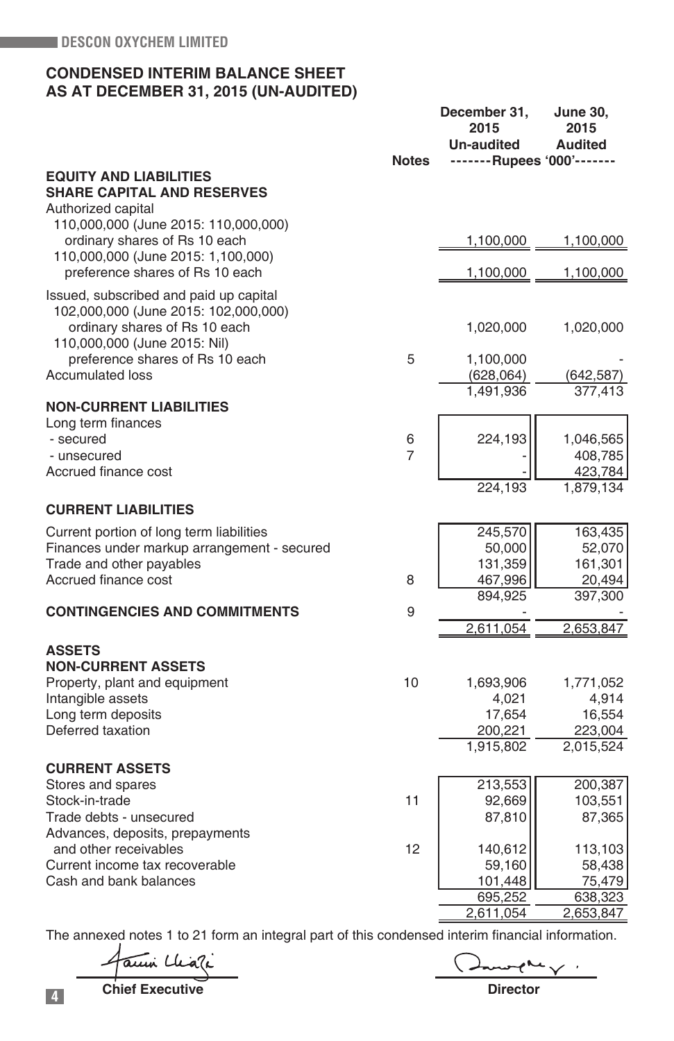## CONDENSED INTERIM BALANCE SHEET
## AS AT DECEMBER 31, 2015 (UN-AUDITED)

| | Notes | December 31, 2015 Un-audited | June 30, 2015 Audited |
|---|---|---|---|
| | | -------Rupees '000'------- | |
| **EQUITY AND LIABILITIES** | | | |
| **SHARE CAPITAL AND RESERVES** | | | |
| Authorized capital | | | |
| 110,000,000 (June 2015: 110,000,000) ordinary shares of Rs 10 each | | 1,100,000 | 1,100,000 |
| 110,000,000 (June 2015: 1,100,000) preference shares of Rs 10 each | | 1,100,000 | 1,100,000 |
| Issued, subscribed and paid up capital | | | |
| 102,000,000 (June 2015: 102,000,000) ordinary shares of Rs 10 each | | 1,020,000 | 1,020,000 |
| 110,000,000 (June 2015: Nil) preference shares of Rs 10 each | 5 | 1,100,000 | - |
| Accumulated loss | | (628,064) | (642,587) |
| | | 1,491,936 | 377,413 |
| **NON-CURRENT LIABILITIES** | | | |
| Long term finances | | | |
| - secured | 6 | 224,193 | 1,046,565 |
| - unsecured | 7 | - | 408,785 |
| Accrued finance cost | | - | 423,784 |
| | | 224,193 | 1,879,134 |
| **CURRENT LIABILITIES** | | | |
| Current portion of long term liabilities | | 245,570 | 163,435 |
| Finances under markup arrangement - secured | | 50,000 | 52,070 |
| Trade and other payables | | 131,359 | 161,301 |
| Accrued finance cost | 8 | 467,996 | 20,494 |
| | | 894,925 | 397,300 |
| **CONTINGENCIES AND COMMITMENTS** | 9 | - | - |
| | | 2,611,054 | 2,653,847 |
| **ASSETS** | | | |
| **NON-CURRENT ASSETS** | | | |
| Property, plant and equipment | 10 | 1,693,906 | 1,771,052 |
| Intangible assets | | 4,021 | 4,914 |
| Long term deposits | | 17,654 | 16,554 |
| Deferred taxation | | 200,221 | 223,004 |
| | | 1,915,802 | 2,015,524 |
| **CURRENT ASSETS** | | | |
| Stores and spares | | 213,553 | 200,387 |
| Stock-in-trade | 11 | 92,669 | 103,551 |
| Trade debts - unsecured | | 87,810 | 87,365 |
| Advances, deposits, prepayments and other receivables | 12 | 140,612 | 113,103 |
| Current income tax recoverable | | 59,160 | 58,438 |
| Cash and bank balances | | 101,448 | 75,479 |
| | | 695,252 | 638,323 |
| | | 2,611,054 | 2,653,847 |

The annexed notes 1 to 21 form an integral part of this condensed interim financial information.

**Chief Executive** | **Director**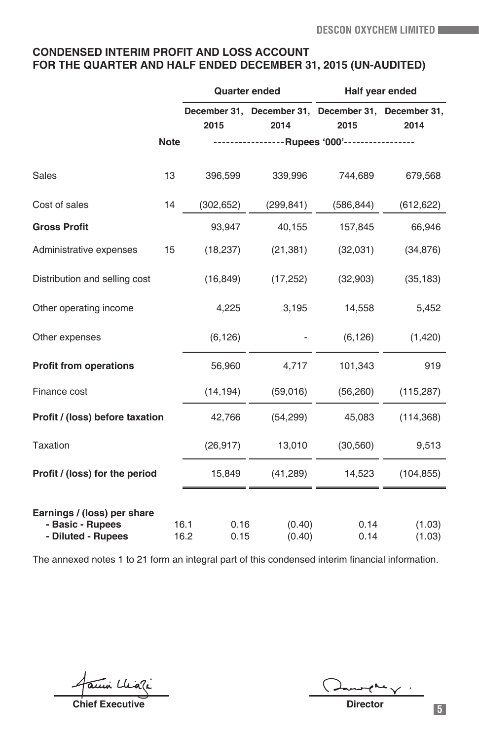## CONDENSED INTERIM PROFIT AND LOSS ACCOUNT
## FOR THE QUARTER AND HALF ENDED DECEMBER 31, 2015 (UN-AUDITED)

| | Note | Quarter ended | | Half year ended | |
|---|---|---|---|---|---|
| | | December 31, 2015 | December 31, 2014 | December 31, 2015 | December 31, 2014 |
| | | Rupees '000' | | | |
| Sales | 13 | 396,599 | 339,996 | 744,689 | 679,568 |
| Cost of sales | 14 | (302,652) | (299,841) | (586,844) | (612,622) |
| **Gross Profit** | | 93,947 | 40,155 | 157,845 | 66,946 |
| Administrative expenses | 15 | (18,237) | (21,381) | (32,031) | (34,876) |
| Distribution and selling cost | | (16,849) | (17,252) | (32,903) | (35,183) |
| Other operating income | | 4,225 | 3,195 | 14,558 | 5,452 |
| Other expenses | | (6,126) | - | (6,126) | (1,420) |
| **Profit from operations** | | 56,960 | 4,717 | 101,343 | 919 |
| Finance cost | | (14,194) | (59,016) | (56,260) | (115,287) |
| **Profit / (loss) before taxation** | | 42,766 | (54,299) | 45,083 | (114,368) |
| Taxation | | (26,917) | 13,010 | (30,560) | 9,513 |
| **Profit / (loss) for the period** | | 15,849 | (41,289) | 14,523 | (104,855) |
| **Earnings / (loss) per share** | | | | | |
| **- Basic - Rupees** | 16.1 | 0.16 | (0.40) | 0.14 | (1.03) |
| **- Diluted - Rupees** | 16.2 | 0.15 | (0.40) | 0.14 | (1.03) |

The annexed notes 1 to 21 form an integral part of this condensed interim financial information.

**Chief Executive** **Director**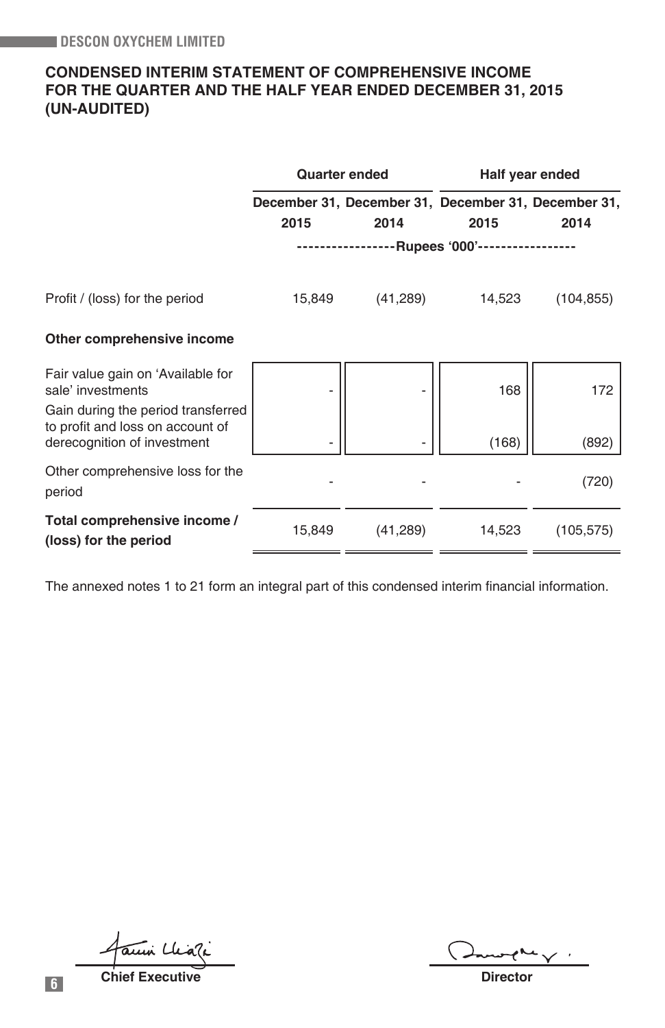DESCON OXYCHEM LIMITED

# CONDENSED INTERIM STATEMENT OF COMPREHENSIVE INCOME FOR THE QUARTER AND THE HALF YEAR ENDED DECEMBER 31, 2015 (UN-AUDITED)

| | Quarter ended | | Half year ended | |
|---|---|---|---|---|
| | December 31, 2015 | December 31, 2014 | December 31, 2015 | December 31, 2014 |
| | -----------------Rupees '000'----------------- | | | |
| Profit / (loss) for the period | 15,849 | (41,289) | 14,523 | (104,855) |
| **Other comprehensive income** | | | | |
| Fair value gain on 'Available for sale' investments | - | - | 168 | 172 |
| Gain during the period transferred to profit and loss on account of derecognition of investment | - | - | (168) | (892) |
| Other comprehensive loss for the period | - | - | - | (720) |
| **Total comprehensive income / (loss) for the period** | 15,849 | (41,289) | 14,523 | (105,575) |

The annexed notes 1 to 21 form an integral part of this condensed interim financial information.

**Chief Executive** **Director**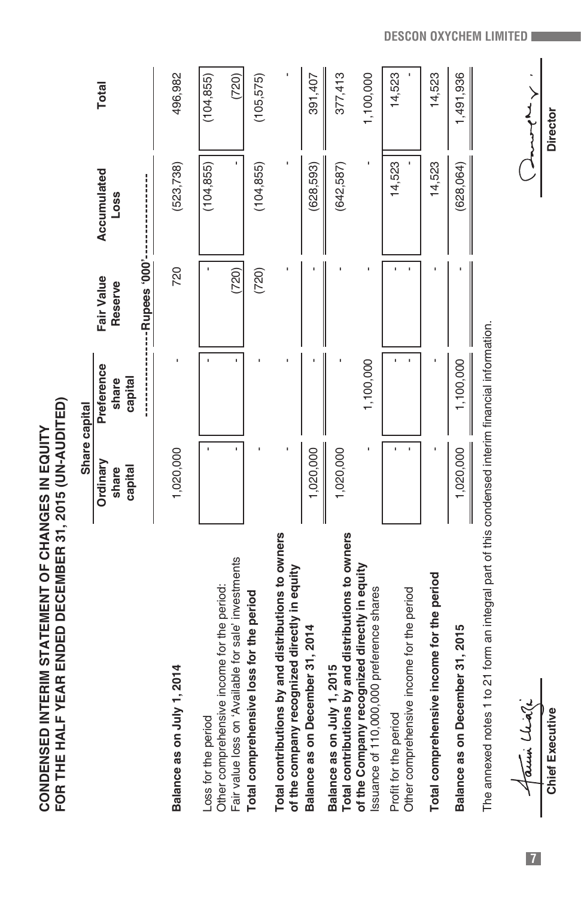# CONDENSED INTERIM STATEMENT OF CHANGES IN EQUITY
# FOR THE HALF YEAR ENDED DECEMBER 31, 2015 (UN-AUDITED)

| | Share capital | | | | |
|---|---|---|---|---|---|
| | Ordinary share capital | Preference share capital | Fair Value Reserve | Accumulated Loss | Total |
| | ------------------------Rupees '000'------------------------ | | | | |
| **Balance as on July 1, 2014** | 1,020,000 | - | 720 | (523,738) | 496,982 |
| Loss for the period | - | - | - | (104,855) | (104,855) |
| Other comprehensive income for the period: | | | | | |
| Fair value loss on 'Available for sale' investments | - | - | (720) | - | (720) |
| **Total comprehensive loss for the period** | - | - | (720) | (104,855) | (105,575) |
| **Total contributions by and distributions to owners of the company recognized directly in equity** | - | - | - | - | - |
| **Balance as on December 31, 2014** | 1,020,000 | - | - | (628,593) | 391,407 |
| **Balance as on July 1, 2015** | 1,020,000 | - | - | (642,587) | 377,413 |
| **Total contributions by and distributions to owners of the Company recognized directly in equity** | | | | | |
| Issuance of 110,000,000 preference shares | - | 1,100,000 | - | - | 1,100,000 |
| Profit for the period | - | - | - | 14,523 | 14,523 |
| Other comprehensive income for the period | - | - | - | - | - |
| **Total comprehensive income for the period** | - | - | - | 14,523 | 14,523 |
| **Balance as on December 31, 2015** | 1,020,000 | 1,100,000 | - | (628,064) | 1,491,936 |

The annexed notes 1 to 21 form an integral part of this condensed interim financial information.

**Chief Executive** **Director**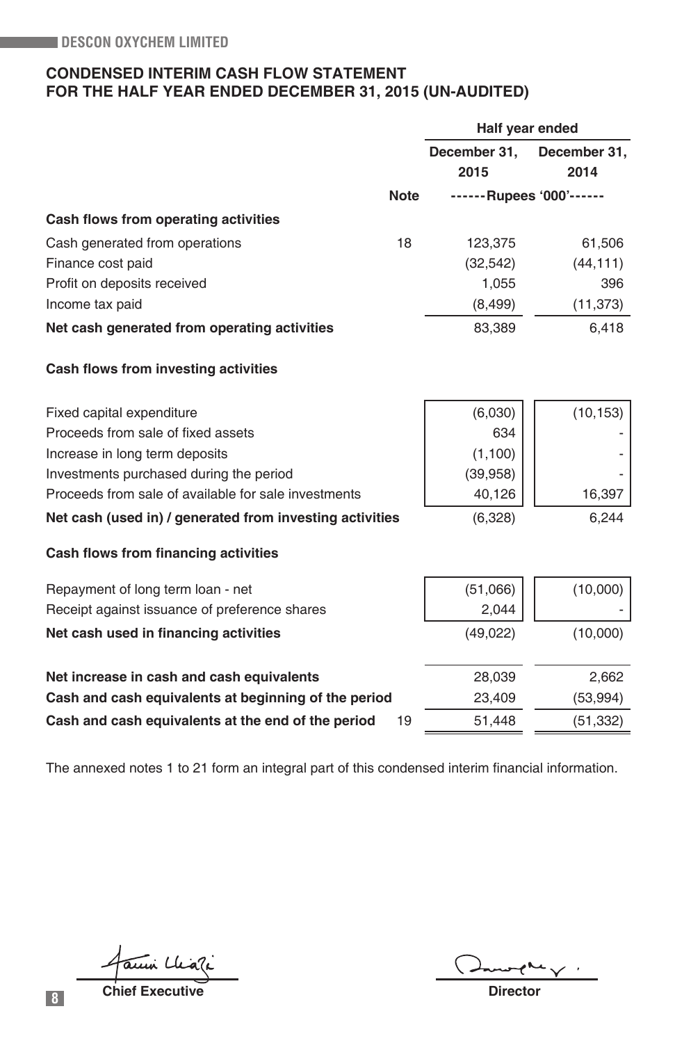# CONDENSED INTERIM CASH FLOW STATEMENT
## FOR THE HALF YEAR ENDED DECEMBER 31, 2015 (UN-AUDITED)

| | Note | Half year ended December 31, 2015 | Half year ended December 31, 2014 |
|---|---|---|---|
| | | ------Rupees '000'------ | |
| **Cash flows from operating activities** | | | |
| Cash generated from operations | 18 | 123,375 | 61,506 |
| Finance cost paid | | (32,542) | (44,111) |
| Profit on deposits received | | 1,055 | 396 |
| Income tax paid | | (8,499) | (11,373) |
| **Net cash generated from operating activities** | | 83,389 | 6,418 |
| **Cash flows from investing activities** | | | |
| Fixed capital expenditure | | (6,030) | (10,153) |
| Proceeds from sale of fixed assets | | 634 | - |
| Increase in long term deposits | | (1,100) | - |
| Investments purchased during the period | | (39,958) | - |
| Proceeds from sale of available for sale investments | | 40,126 | 16,397 |
| **Net cash (used in) / generated from investing activities** | | (6,328) | 6,244 |
| **Cash flows from financing activities** | | | |
| Repayment of long term loan - net | | (51,066) | (10,000) |
| Receipt against issuance of preference shares | | 2,044 | - |
| **Net cash used in financing activities** | | (49,022) | (10,000) |
| **Net increase in cash and cash equivalents** | | 28,039 | 2,662 |
| **Cash and cash equivalents at beginning of the period** | | 23,409 | (53,994) |
| **Cash and cash equivalents at the end of the period** | 19 | 51,448 | (51,332) |

The annexed notes 1 to 21 form an integral part of this condensed interim financial information.

**Chief Executive** | **Director**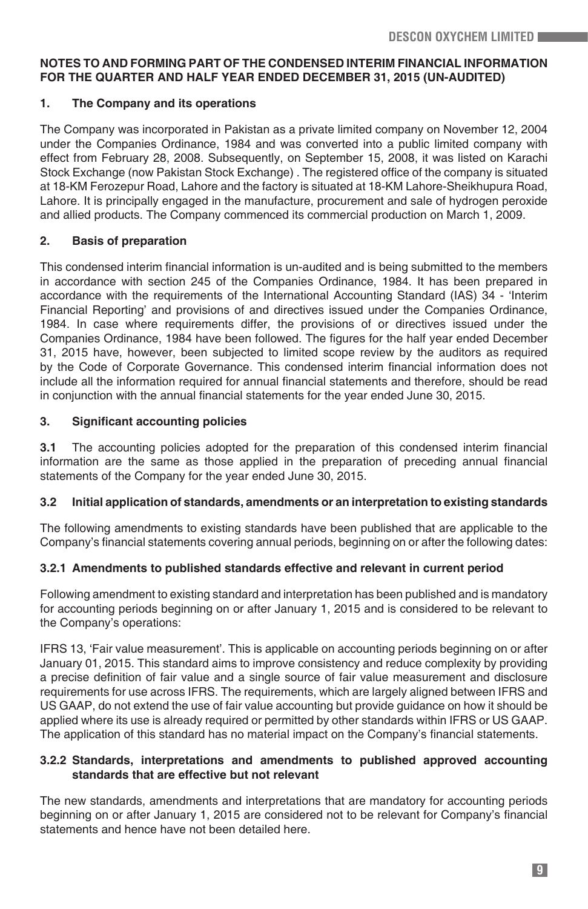**NOTES TO AND FORMING PART OF THE CONDENSED INTERIM FINANCIAL INFORMATION FOR THE QUARTER AND HALF YEAR ENDED DECEMBER 31, 2015 (UN-AUDITED)**

## 1. The Company and its operations

The Company was incorporated in Pakistan as a private limited company on November 12, 2004 under the Companies Ordinance, 1984 and was converted into a public limited company with effect from February 28, 2008. Subsequently, on September 15, 2008, it was listed on Karachi Stock Exchange (now Pakistan Stock Exchange) . The registered office of the company is situated at 18-KM Ferozepur Road, Lahore and the factory is situated at 18-KM Lahore-Sheikhupura Road, Lahore. It is principally engaged in the manufacture, procurement and sale of hydrogen peroxide and allied products. The Company commenced its commercial production on March 1, 2009.

## 2. Basis of preparation

This condensed interim financial information is un-audited and is being submitted to the members in accordance with section 245 of the Companies Ordinance, 1984. It has been prepared in accordance with the requirements of the International Accounting Standard (IAS) 34 - 'Interim Financial Reporting' and provisions of and directives issued under the Companies Ordinance, 1984. In case where requirements differ, the provisions of or directives issued under the Companies Ordinance, 1984 have been followed. The figures for the half year ended December 31, 2015 have, however, been subjected to limited scope review by the auditors as required by the Code of Corporate Governance. This condensed interim financial information does not include all the information required for annual financial statements and therefore, should be read in conjunction with the annual financial statements for the year ended June 30, 2015.

## 3. Significant accounting policies

**3.1** The accounting policies adopted for the preparation of this condensed interim financial information are the same as those applied in the preparation of preceding annual financial statements of the Company for the year ended June 30, 2015.

### 3.2 Initial application of standards, amendments or an interpretation to existing standards

The following amendments to existing standards have been published that are applicable to the Company's financial statements covering annual periods, beginning on or after the following dates:

#### 3.2.1 Amendments to published standards effective and relevant in current period

Following amendment to existing standard and interpretation has been published and is mandatory for accounting periods beginning on or after January 1, 2015 and is considered to be relevant to the Company's operations:

IFRS 13, 'Fair value measurement'. This is applicable on accounting periods beginning on or after January 01, 2015. This standard aims to improve consistency and reduce complexity by providing a precise definition of fair value and a single source of fair value measurement and disclosure requirements for use across IFRS. The requirements, which are largely aligned between IFRS and US GAAP, do not extend the use of fair value accounting but provide guidance on how it should be applied where its use is already required or permitted by other standards within IFRS or US GAAP. The application of this standard has no material impact on the Company's financial statements.

#### 3.2.2 Standards, interpretations and amendments to published approved accounting standards that are effective but not relevant

The new standards, amendments and interpretations that are mandatory for accounting periods beginning on or after January 1, 2015 are considered not to be relevant for Company's financial statements and hence have not been detailed here.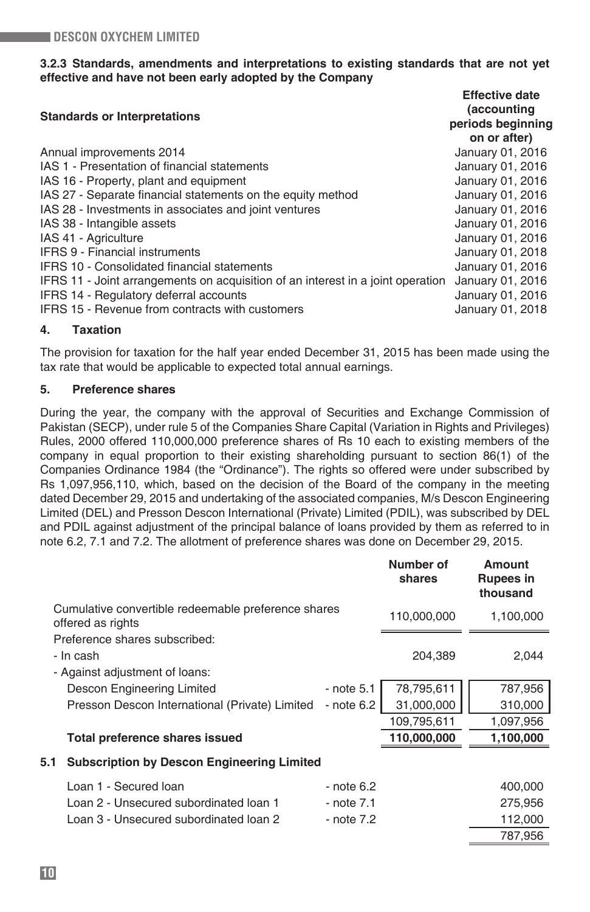### 3.2.3 Standards, amendments and interpretations to existing standards that are not yet effective and have not been early adopted by the Company

| Standards or Interpretations | Effective date (accounting periods beginning on or after) |
|---|---|
| Annual improvements 2014 | January 01, 2016 |
| IAS 1 - Presentation of financial statements | January 01, 2016 |
| IAS 16 - Property, plant and equipment | January 01, 2016 |
| IAS 27 - Separate financial statements on the equity method | January 01, 2016 |
| IAS 28 - Investments in associates and joint ventures | January 01, 2016 |
| IAS 38 - Intangible assets | January 01, 2016 |
| IAS 41 - Agriculture | January 01, 2016 |
| IFRS 9 - Financial instruments | January 01, 2018 |
| IFRS 10 - Consolidated financial statements | January 01, 2016 |
| IFRS 11 - Joint arrangements on acquisition of an interest in a joint operation | January 01, 2016 |
| IFRS 14 - Regulatory deferral accounts | January 01, 2016 |
| IFRS 15 - Revenue from contracts with customers | January 01, 2018 |

## 4. Taxation

The provision for taxation for the half year ended December 31, 2015 has been made using the tax rate that would be applicable to expected total annual earnings.

## 5. Preference shares

During the year, the company with the approval of Securities and Exchange Commission of Pakistan (SECP), under rule 5 of the Companies Share Capital (Variation in Rights and Privileges) Rules, 2000 offered 110,000,000 preference shares of Rs 10 each to existing members of the company in equal proportion to their existing shareholding pursuant to section 86(1) of the Companies Ordinance 1984 (the "Ordinance"). The rights so offered were under subscribed by Rs 1,097,956,110, which, based on the decision of the Board of the company in the meeting dated December 29, 2015 and undertaking of the associated companies, M/s Descon Engineering Limited (DEL) and Presson Descon International (Private) Limited (PDIL), was subscribed by DEL and PDIL against adjustment of the principal balance of loans provided by them as referred to in note 6.2, 7.1 and 7.2. The allotment of preference shares was done on December 29, 2015.

| | | Number of shares | Amount Rupees in thousand |
|---|---|---|---|
| Cumulative convertible redeemable preference shares offered as rights | | 110,000,000 | 1,100,000 |
| Preference shares subscribed: | | | |
| - In cash | | 204,389 | 2,044 |
| - Against adjustment of loans: | | | |
| Descon Engineering Limited | - note 5.1 | 78,795,611 | 787,956 |
| Presson Descon International (Private) Limited | - note 6.2 | 31,000,000 | 310,000 |
| | | 109,795,611 | 1,097,956 |
| **Total preference shares issued** | | **110,000,000** | **1,100,000** |

### 5.1 Subscription by Descon Engineering Limited

| | | |
|---|---|---|
| Loan 1 - Secured loan | - note 6.2 | 400,000 |
| Loan 2 - Unsecured subordinated loan 1 | - note 7.1 | 275,956 |
| Loan 3 - Unsecured subordinated loan 2 | - note 7.2 | 112,000 |
| | | 787,956 |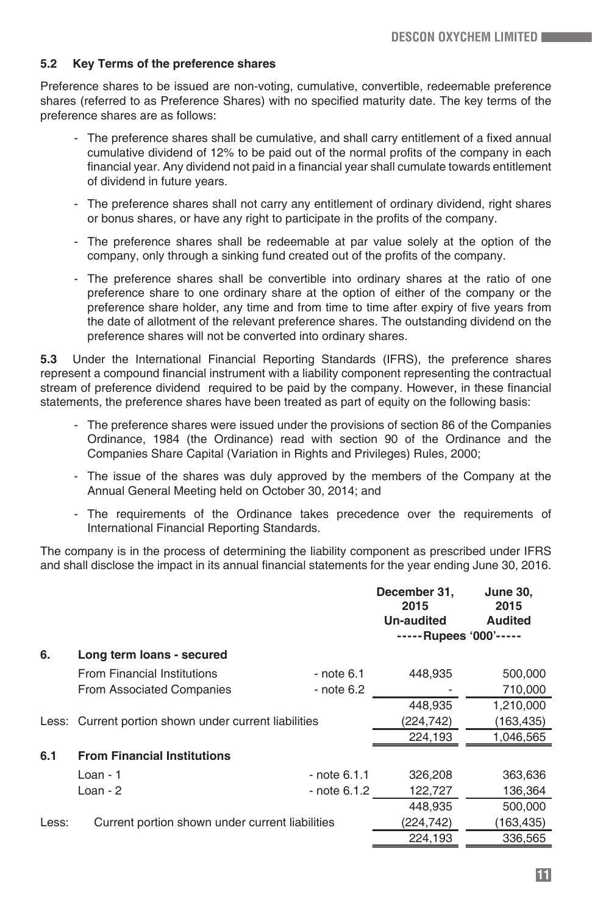### 5.2 Key Terms of the preference shares

Preference shares to be issued are non-voting, cumulative, convertible, redeemable preference shares (referred to as Preference Shares) with no specified maturity date. The key terms of the preference shares are as follows:

- The preference shares shall be cumulative, and shall carry entitlement of a fixed annual cumulative dividend of 12% to be paid out of the normal profits of the company in each financial year. Any dividend not paid in a financial year shall cumulate towards entitlement of dividend in future years.
- The preference shares shall not carry any entitlement of ordinary dividend, right shares or bonus shares, or have any right to participate in the profits of the company.
- The preference shares shall be redeemable at par value solely at the option of the company, only through a sinking fund created out of the profits of the company.
- The preference shares shall be convertible into ordinary shares at the ratio of one preference share to one ordinary share at the option of either of the company or the preference share holder, any time and from time to time after expiry of five years from the date of allotment of the relevant preference shares. The outstanding dividend on the preference shares will not be converted into ordinary shares.

**5.3** Under the International Financial Reporting Standards (IFRS), the preference shares represent a compound financial instrument with a liability component representing the contractual stream of preference dividend required to be paid by the company. However, in these financial statements, the preference shares have been treated as part of equity on the following basis:

- The preference shares were issued under the provisions of section 86 of the Companies Ordinance, 1984 (the Ordinance) read with section 90 of the Ordinance and the Companies Share Capital (Variation in Rights and Privileges) Rules, 2000;
- The issue of the shares was duly approved by the members of the Company at the Annual General Meeting held on October 30, 2014; and
- The requirements of the Ordinance takes precedence over the requirements of International Financial Reporting Standards.

The company is in the process of determining the liability component as prescribed under IFRS and shall disclose the impact in its annual financial statements for the year ending June 30, 2016.

| | | | December 31, 2015 Un-audited | June 30, 2015 Audited |
|---|---|---|---|---|
| | | | -----Rupees '000'----- | |
| **6.** | **Long term loans - secured** | | | |
| | From Financial Institutions | - note 6.1 | 448,935 | 500,000 |
| | From Associated Companies | - note 6.2 | - | 710,000 |
| | | | 448,935 | 1,210,000 |
| Less: | Current portion shown under current liabilities | | (224,742) | (163,435) |
| | | | 224,193 | 1,046,565 |
| **6.1** | **From Financial Institutions** | | | |
| | Loan - 1 | - note 6.1.1 | 326,208 | 363,636 |
| | Loan - 2 | - note 6.1.2 | 122,727 | 136,364 |
| | | | 448,935 | 500,000 |
| Less: | Current portion shown under current liabilities | | (224,742) | (163,435) |
| | | | 224,193 | 336,565 |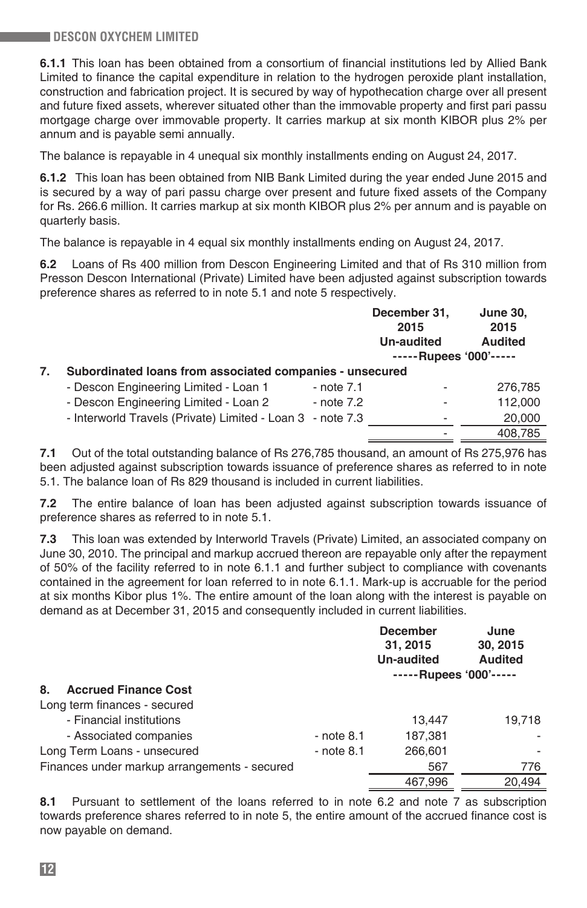**6.1.1** This loan has been obtained from a consortium of financial institutions led by Allied Bank Limited to finance the capital expenditure in relation to the hydrogen peroxide plant installation, construction and fabrication project. It is secured by way of hypothecation charge over all present and future fixed assets, wherever situated other than the immovable property and first pari passu mortgage charge over immovable property. It carries markup at six month KIBOR plus 2% per annum and is payable semi annually.

The balance is repayable in 4 unequal six monthly installments ending on August 24, 2017.

**6.1.2** This loan has been obtained from NIB Bank Limited during the year ended June 2015 and is secured by a way of pari passu charge over present and future fixed assets of the Company for Rs. 266.6 million. It carries markup at six month KIBOR plus 2% per annum and is payable on quarterly basis.

The balance is repayable in 4 equal six monthly installments ending on August 24, 2017.

**6.2** Loans of Rs 400 million from Descon Engineering Limited and that of Rs 310 million from Presson Descon International (Private) Limited have been adjusted against subscription towards preference shares as referred to in note 5.1 and note 5 respectively.

| | | December 31, 2015 Un-audited | June 30, 2015 Audited |
|---|---|---|---|
| | | -----Rupees '000'----- | |
| **7. Subordinated loans from associated companies - unsecured** | | | |
| - Descon Engineering Limited - Loan 1 | - note 7.1 | - | 276,785 |
| - Descon Engineering Limited - Loan 2 | - note 7.2 | - | 112,000 |
| - Interworld Travels (Private) Limited - Loan 3 | - note 7.3 | - | 20,000 |
| | | - | 408,785 |

**7.1** Out of the total outstanding balance of Rs 276,785 thousand, an amount of Rs 275,976 has been adjusted against subscription towards issuance of preference shares as referred to in note 5.1. The balance loan of Rs 829 thousand is included in current liabilities.

**7.2** The entire balance of loan has been adjusted against subscription towards issuance of preference shares as referred to in note 5.1.

**7.3** This loan was extended by Interworld Travels (Private) Limited, an associated company on June 30, 2010. The principal and markup accrued thereon are repayable only after the repayment of 50% of the facility referred to in note 6.1.1 and further subject to compliance with covenants contained in the agreement for loan referred to in note 6.1.1. Mark-up is accruable for the period at six months Kibor plus 1%. The entire amount of the loan along with the interest is payable on demand as at December 31, 2015 and consequently included in current liabilities.

| | | December 31, 2015 Un-audited | June 30, 2015 Audited |
|---|---|---|---|
| | | -----Rupees '000'----- | |
| **8. Accrued Finance Cost** | | | |
| Long term finances - secured | | | |
| - Financial institutions | | 13,447 | 19,718 |
| - Associated companies | - note 8.1 | 187,381 | - |
| Long Term Loans - unsecured | - note 8.1 | 266,601 | - |
| Finances under markup arrangements - secured | | 567 | 776 |
| | | 467,996 | 20,494 |

**8.1** Pursuant to settlement of the loans referred to in note 6.2 and note 7 as subscription towards preference shares referred to in note 5, the entire amount of the accrued finance cost is now payable on demand.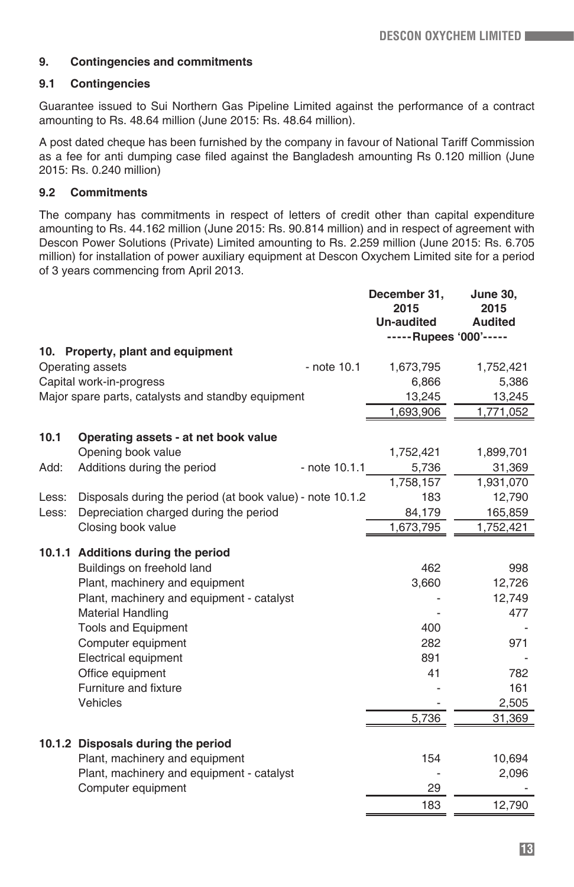## 9. Contingencies and commitments

### 9.1 Contingencies

Guarantee issued to Sui Northern Gas Pipeline Limited against the performance of a contract amounting to Rs. 48.64 million (June 2015: Rs. 48.64 million).

A post dated cheque has been furnished by the company in favour of National Tariff Commission as a fee for anti dumping case filed against the Bangladesh amounting Rs 0.120 million (June 2015: Rs. 0.240 million)

### 9.2 Commitments

The company has commitments in respect of letters of credit other than capital expenditure amounting to Rs. 44.162 million (June 2015: Rs. 90.814 million) and in respect of agreement with Descon Power Solutions (Private) Limited amounting to Rs. 2.259 million (June 2015: Rs. 6.705 million) for installation of power auxiliary equipment at Descon Oxychem Limited site for a period of 3 years commencing from April 2013.

| | | | December 31, 2015 Un-audited | June 30, 2015 Audited |
|---|---|---|---|---|
| | | | -----Rupees '000'----- | |
| **10.** | **Property, plant and equipment** | | | |
| | Operating assets | - note 10.1 | 1,673,795 | 1,752,421 |
| | Capital work-in-progress | | 6,866 | 5,386 |
| | Major spare parts, catalysts and standby equipment | | 13,245 | 13,245 |
| | | | 1,693,906 | 1,771,052 |
| **10.1** | **Operating assets - at net book value** | | | |
| | Opening book value | | 1,752,421 | 1,899,701 |
| Add: | Additions during the period | - note 10.1.1 | 5,736 | 31,369 |
| | | | 1,758,157 | 1,931,070 |
| Less: | Disposals during the period (at book value) | - note 10.1.2 | 183 | 12,790 |
| Less: | Depreciation charged during the period | | 84,179 | 165,859 |
| | Closing book value | | 1,673,795 | 1,752,421 |
| **10.1.1** | **Additions during the period** | | | |
| | Buildings on freehold land | | 462 | 998 |
| | Plant, machinery and equipment | | 3,660 | 12,726 |
| | Plant, machinery and equipment - catalyst | | - | 12,749 |
| | Material Handling | | - | 477 |
| | Tools and Equipment | | 400 | - |
| | Computer equipment | | 282 | 971 |
| | Electrical equipment | | 891 | - |
| | Office equipment | | 41 | 782 |
| | Furniture and fixture | | - | 161 |
| | Vehicles | | - | 2,505 |
| | | | 5,736 | 31,369 |
| **10.1.2** | **Disposals during the period** | | | |
| | Plant, machinery and equipment | | 154 | 10,694 |
| | Plant, machinery and equipment - catalyst | | - | 2,096 |
| | Computer equipment | | 29 | - |
| | | | 183 | 12,790 |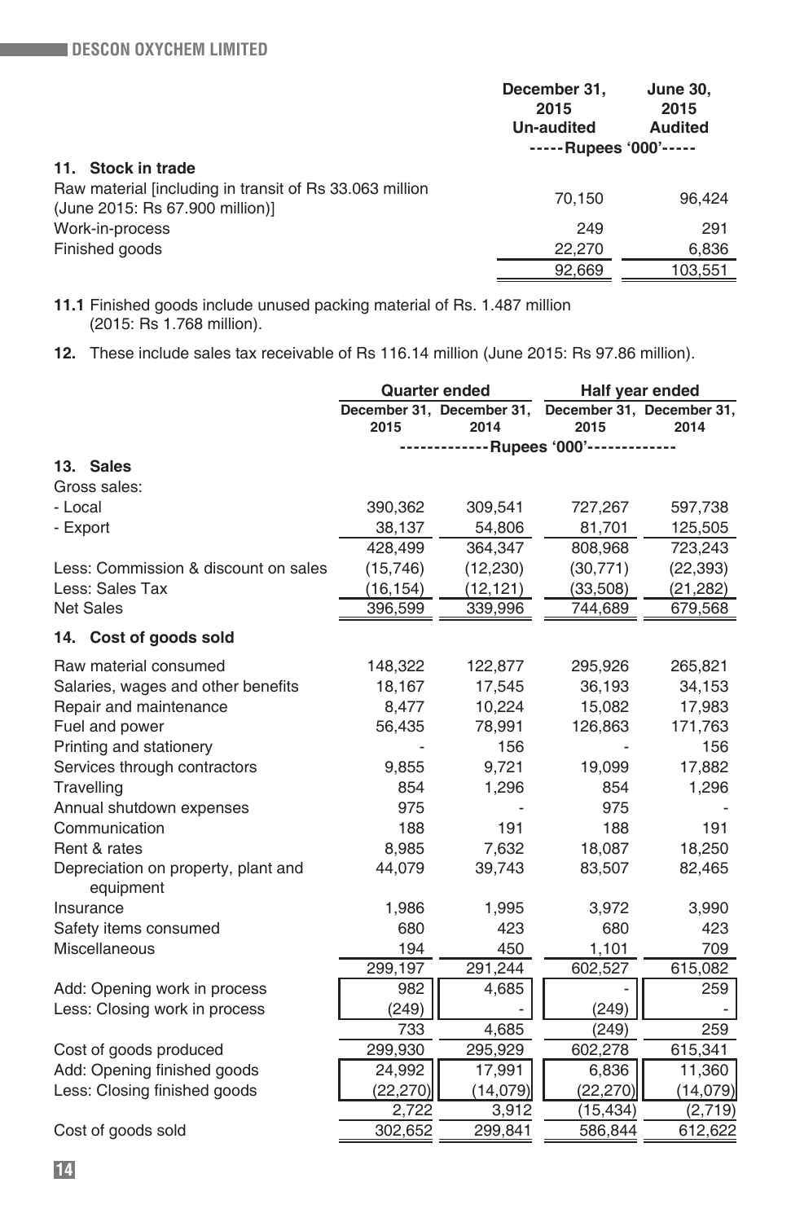| | December 31, 2015 Un-audited | June 30, 2015 Audited |
|---|---|---|
| | -----Rupees '000'----- | |
| **11. Stock in trade** | | |
| Raw material [including in transit of Rs 33.063 million (June 2015: Rs 67.900 million)] | 70,150 | 96,424 |
| Work-in-process | 249 | 291 |
| Finished goods | 22,270 | 6,836 |
| | 92,669 | 103,551 |

**11.1** Finished goods include unused packing material of Rs. 1.487 million (2015: Rs 1.768 million).

**12.** These include sales tax receivable of Rs 116.14 million (June 2015: Rs 97.86 million).

| | Quarter ended | | Half year ended | |
|---|---|---|---|---|
| | December 31, 2015 | December 31, 2014 | December 31, 2015 | December 31, 2014 |
| | -------------Rupees '000'------------- | | | |
| **13. Sales** | | | | |
| Gross sales: | | | | |
| - Local | 390,362 | 309,541 | 727,267 | 597,738 |
| - Export | 38,137 | 54,806 | 81,701 | 125,505 |
| | 428,499 | 364,347 | 808,968 | 723,243 |
| Less: Commission & discount on sales | (15,746) | (12,230) | (30,771) | (22,393) |
| Less: Sales Tax | (16,154) | (12,121) | (33,508) | (21,282) |
| Net Sales | 396,599 | 339,996 | 744,689 | 679,568 |
| **14. Cost of goods sold** | | | | |
| Raw material consumed | 148,322 | 122,877 | 295,926 | 265,821 |
| Salaries, wages and other benefits | 18,167 | 17,545 | 36,193 | 34,153 |
| Repair and maintenance | 8,477 | 10,224 | 15,082 | 17,983 |
| Fuel and power | 56,435 | 78,991 | 126,863 | 171,763 |
| Printing and stationery | - | 156 | - | 156 |
| Services through contractors | 9,855 | 9,721 | 19,099 | 17,882 |
| Travelling | 854 | 1,296 | 854 | 1,296 |
| Annual shutdown expenses | 975 | - | 975 | - |
| Communication | 188 | 191 | 188 | 191 |
| Rent & rates | 8,985 | 7,632 | 18,087 | 18,250 |
| Depreciation on property, plant and equipment | 44,079 | 39,743 | 83,507 | 82,465 |
| Insurance | 1,986 | 1,995 | 3,972 | 3,990 |
| Safety items consumed | 680 | 423 | 680 | 423 |
| Miscellaneous | 194 | 450 | 1,101 | 709 |
| | 299,197 | 291,244 | 602,527 | 615,082 |
| Add: Opening work in process | 982 | 4,685 | - | 259 |
| Less: Closing work in process | (249) | - | (249) | - |
| | 733 | 4,685 | (249) | 259 |
| Cost of goods produced | 299,930 | 295,929 | 602,278 | 615,341 |
| Add: Opening finished goods | 24,992 | 17,991 | 6,836 | 11,360 |
| Less: Closing finished goods | (22,270) | (14,079) | (22,270) | (14,079) |
| | 2,722 | 3,912 | (15,434) | (2,719) |
| Cost of goods sold | 302,652 | 299,841 | 586,844 | 612,622 |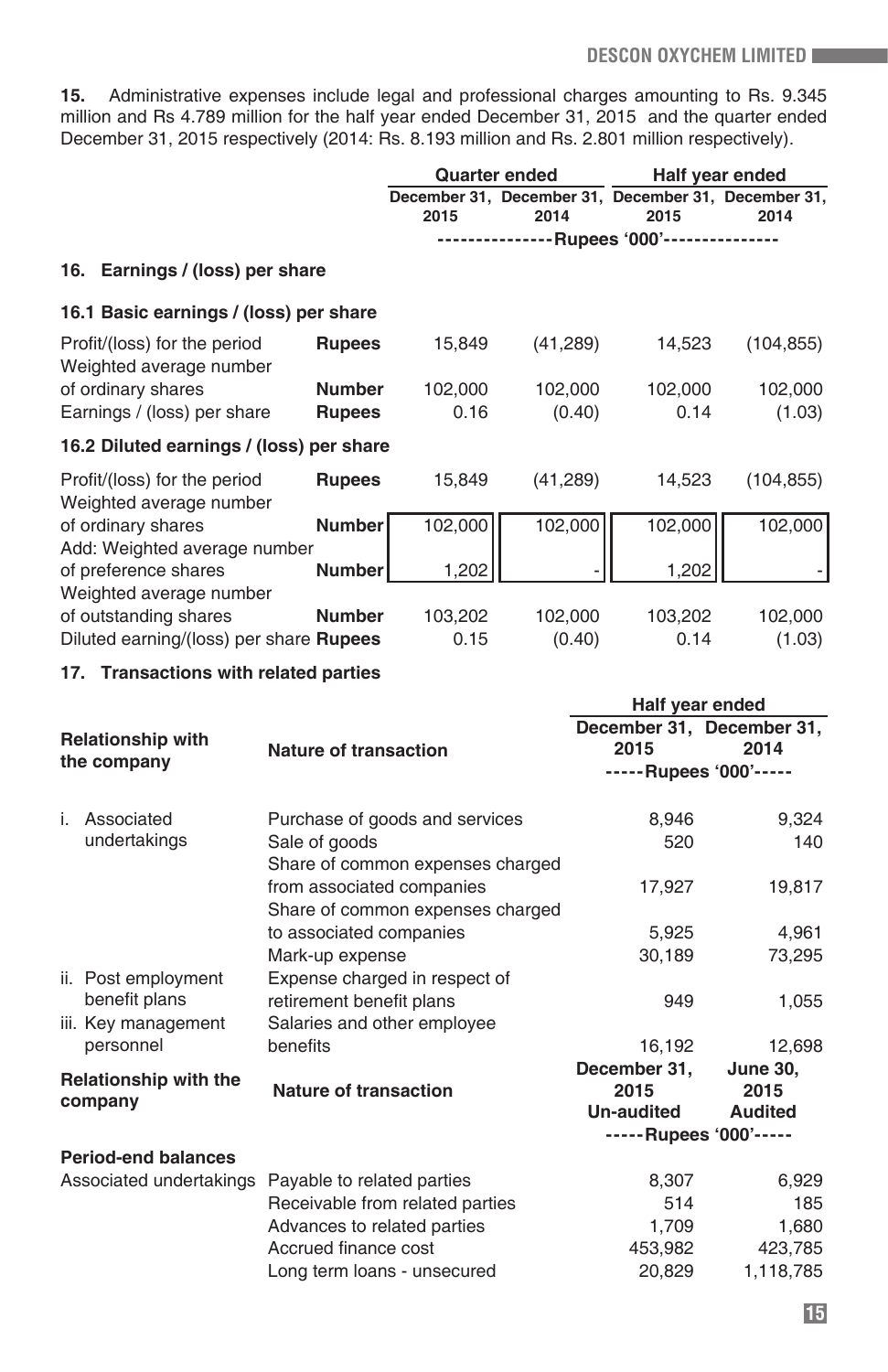15. Administrative expenses include legal and professional charges amounting to Rs. 9.345 million and Rs 4.789 million for the half year ended December 31, 2015 and the quarter ended December 31, 2015 respectively (2014: Rs. 8.193 million and Rs. 2.801 million respectively).

| | | Quarter ended | | Half year ended | |
|---|---|---|---|---|---|
| | | December 31, 2015 | December 31, 2014 | December 31, 2015 | December 31, 2014 |
| | | ---------------Rupees '000'--------------- | | | |

## 16. Earnings / (loss) per share

### 16.1 Basic earnings / (loss) per share

| | | | | | |
|---|---|---|---|---|---|
| Profit/(loss) for the period | **Rupees** | 15,849 | (41,289) | 14,523 | (104,855) |
| Weighted average number of ordinary shares | **Number** | 102,000 | 102,000 | 102,000 | 102,000 |
| Earnings / (loss) per share | **Rupees** | 0.16 | (0.40) | 0.14 | (1.03) |

### 16.2 Diluted earnings / (loss) per share

| | | | | | |
|---|---|---|---|---|---|
| Profit/(loss) for the period | **Rupees** | 15,849 | (41,289) | 14,523 | (104,855) |
| Weighted average number of ordinary shares | **Number** | 102,000 | 102,000 | 102,000 | 102,000 |
| Add: Weighted average number of preference shares | **Number** | 1,202 | - | 1,202 | - |
| Weighted average number of outstanding shares | **Number** | 103,202 | 102,000 | 103,202 | 102,000 |
| Diluted earning/(loss) per share | **Rupees** | 0.15 | (0.40) | 0.14 | (1.03) |

## 17. Transactions with related parties

| Relationship with the company | Nature of transaction | Half year ended December 31, 2015 | Half year ended December 31, 2014 |
|---|---|---|---|
| | | -----Rupees '000'----- | |
| i. Associated undertakings | Purchase of goods and services | 8,946 | 9,324 |
| | Sale of goods | 520 | 140 |
| | Share of common expenses charged from associated companies | 17,927 | 19,817 |
| | Share of common expenses charged to associated companies | 5,925 | 4,961 |
| | Mark-up expense | 30,189 | 73,295 |
| ii. Post employment benefit plans | Expense charged in respect of retirement benefit plans | 949 | 1,055 |
| iii. Key management personnel | Salaries and other employee benefits | 16,192 | 12,698 |

| Relationship with the company | Nature of transaction | December 31, 2015 Un-audited | June 30, 2015 Audited |
|---|---|---|---|
| | | -----Rupees '000'----- | |
| **Period-end balances** | | | |
| Associated undertakings | Payable to related parties | 8,307 | 6,929 |
| | Receivable from related parties | 514 | 185 |
| | Advances to related parties | 1,709 | 1,680 |
| | Accrued finance cost | 453,982 | 423,785 |
| | Long term loans - unsecured | 20,829 | 1,118,785 |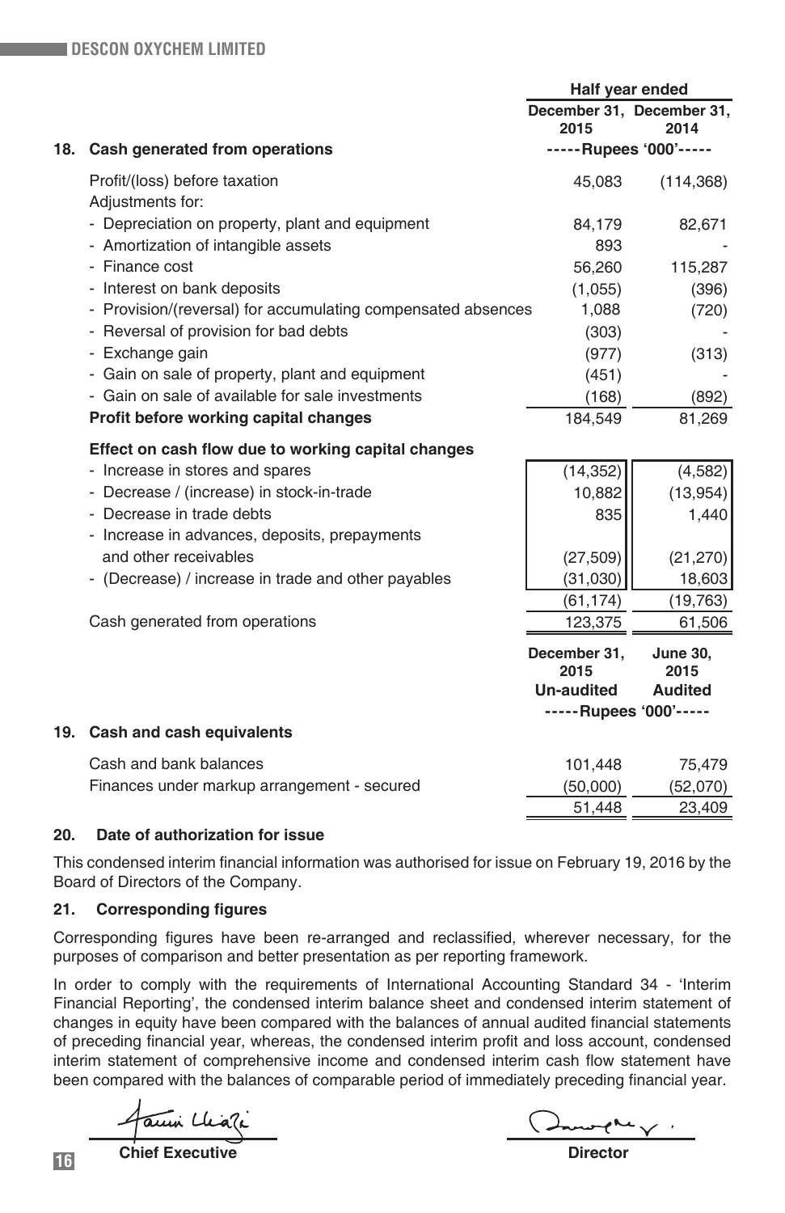| 18. Cash generated from operations | Half year ended December 31, 2015 | Half year ended December 31, 2014 |
|---|---|---|
| | -----Rupees '000'----- | |
| Profit/(loss) before taxation | 45,083 | (114,368) |
| Adjustments for: | | |
| - Depreciation on property, plant and equipment | 84,179 | 82,671 |
| - Amortization of intangible assets | 893 | - |
| - Finance cost | 56,260 | 115,287 |
| - Interest on bank deposits | (1,055) | (396) |
| - Provision/(reversal) for accumulating compensated absences | 1,088 | (720) |
| - Reversal of provision for bad debts | (303) | - |
| - Exchange gain | (977) | (313) |
| - Gain on sale of property, plant and equipment | (451) | - |
| - Gain on sale of available for sale investments | (168) | (892) |
| **Profit before working capital changes** | 184,549 | 81,269 |
| **Effect on cash flow due to working capital changes** | | |
| - Increase in stores and spares | (14,352) | (4,582) |
| - Decrease / (increase) in stock-in-trade | 10,882 | (13,954) |
| - Decrease in trade debts | 835 | 1,440 |
| - Increase in advances, deposits, prepayments and other receivables | (27,509) | (21,270) |
| - (Decrease) / increase in trade and other payables | (31,030) | 18,603 |
| | (61,174) | (19,763) |
| Cash generated from operations | 123,375 | 61,506 |

| 19. Cash and cash equivalents | December 31, 2015 Un-audited | June 30, 2015 Audited |
|---|---|---|
| | -----Rupees '000'----- | |
| Cash and bank balances | 101,448 | 75,479 |
| Finances under markup arrangement - secured | (50,000) | (52,070) |
| | 51,448 | 23,409 |

## 20. Date of authorization for issue

This condensed interim financial information was authorised for issue on February 19, 2016 by the Board of Directors of the Company.

## 21. Corresponding figures

Corresponding figures have been re-arranged and reclassified, wherever necessary, for the purposes of comparison and better presentation as per reporting framework.

In order to comply with the requirements of International Accounting Standard 34 - 'Interim Financial Reporting', the condensed interim balance sheet and condensed interim statement of changes in equity have been compared with the balances of annual audited financial statements of preceding financial year, whereas, the condensed interim profit and loss account, condensed interim statement of comprehensive income and condensed interim cash flow statement have been compared with the balances of comparable period of immediately preceding financial year.

**Chief Executive** | **Director**